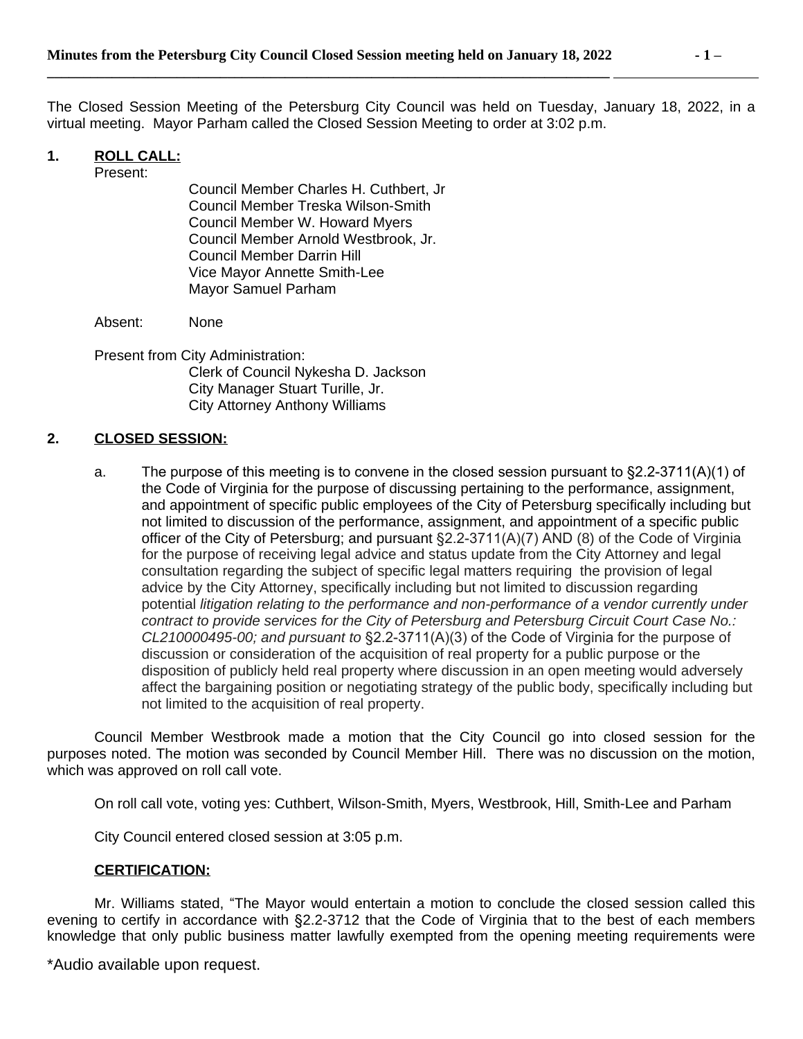The Closed Session Meeting of the Petersburg City Council was held on Tuesday, January 18, 2022, in a virtual meeting. Mayor Parham called the Closed Session Meeting to order at 3:02 p.m.

**1. ROLL CALL:**

Present:

Council Member Charles H. Cuthbert, Jr
Council Member Treska Wilson-Smith
Council Member W. Howard Myers
Council Member Arnold Westbrook, Jr.
Council Member Darrin Hill
Vice Mayor Annette Smith-Lee
Mayor Samuel Parham

Absent: None

Present from City Administration:

Clerk of Council Nykesha D. Jackson
City Manager Stuart Turille, Jr.
City Attorney Anthony Williams

**2. CLOSED SESSION:**

a. The purpose of this meeting is to convene in the closed session pursuant to §2.2-3711(A)(1) of the Code of Virginia for the purpose of discussing pertaining to the performance, assignment, and appointment of specific public employees of the City of Petersburg specifically including but not limited to discussion of the performance, assignment, and appointment of a specific public officer of the City of Petersburg; and pursuant §2.2-3711(A)(7) AND (8) of the Code of Virginia for the purpose of receiving legal advice and status update from the City Attorney and legal consultation regarding the subject of specific legal matters requiring the provision of legal advice by the City Attorney, specifically including but not limited to discussion regarding potential *litigation relating to the performance and non-performance of a vendor currently under contract to provide services for the City of Petersburg and Petersburg Circuit Court Case No.: CL210000495-00; and pursuant to* §2.2-3711(A)(3) of the Code of Virginia for the purpose of discussion or consideration of the acquisition of real property for a public purpose or the disposition of publicly held real property where discussion in an open meeting would adversely affect the bargaining position or negotiating strategy of the public body, specifically including but not limited to the acquisition of real property.

Council Member Westbrook made a motion that the City Council go into closed session for the purposes noted. The motion was seconded by Council Member Hill. There was no discussion on the motion, which was approved on roll call vote.

On roll call vote, voting yes: Cuthbert, Wilson-Smith, Myers, Westbrook, Hill, Smith-Lee and Parham

City Council entered closed session at 3:05 p.m.

**CERTIFICATION:**

Mr. Williams stated, "The Mayor would entertain a motion to conclude the closed session called this evening to certify in accordance with §2.2-3712 that the Code of Virginia that to the best of each members knowledge that only public business matter lawfully exempted from the opening meeting requirements were

\*Audio available upon request.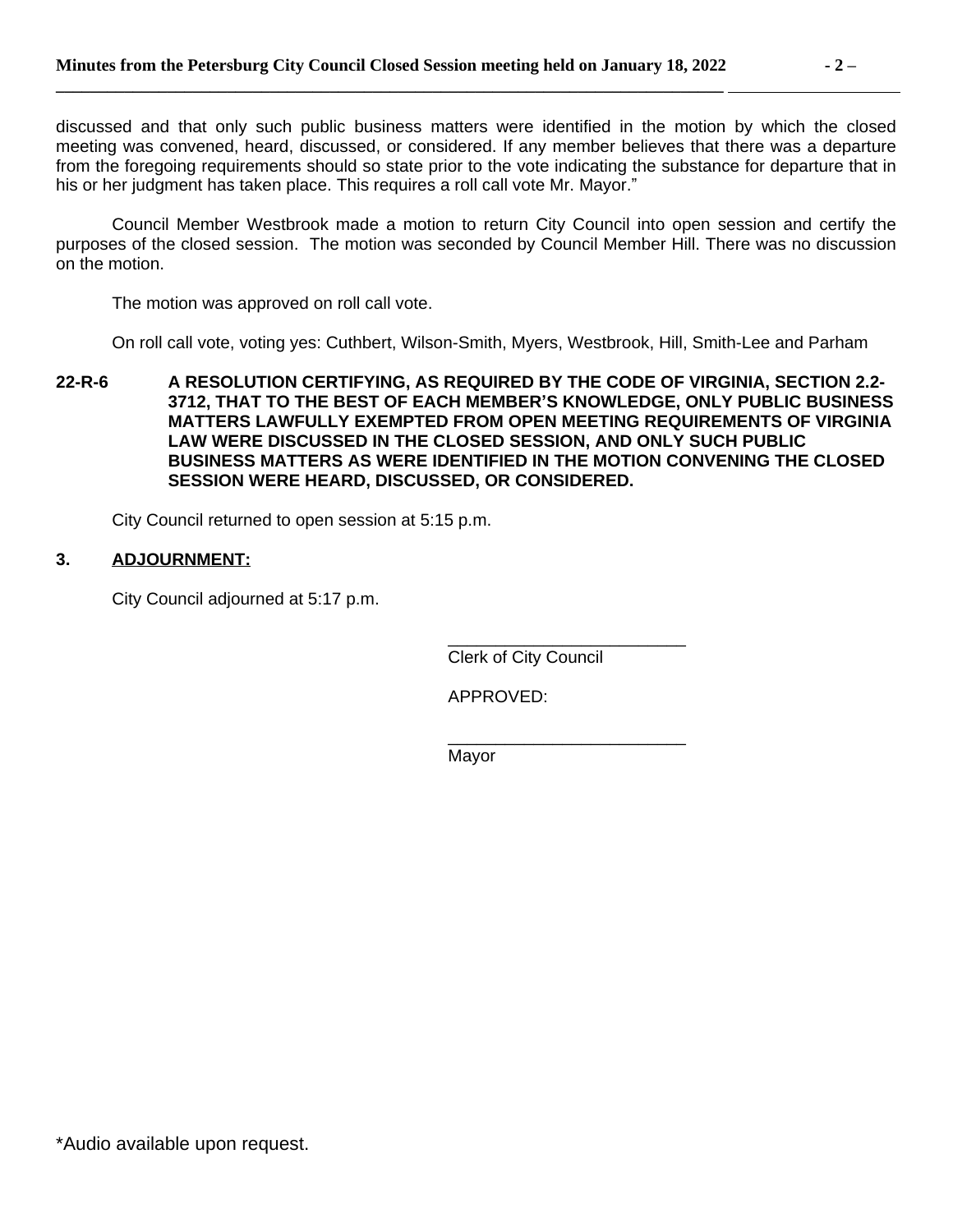discussed and that only such public business matters were identified in the motion by which the closed meeting was convened, heard, discussed, or considered. If any member believes that there was a departure from the foregoing requirements should so state prior to the vote indicating the substance for departure that in his or her judgment has taken place. This requires a roll call vote Mr. Mayor."

Council Member Westbrook made a motion to return City Council into open session and certify the purposes of the closed session. The motion was seconded by Council Member Hill. There was no discussion on the motion.

The motion was approved on roll call vote.

On roll call vote, voting yes: Cuthbert, Wilson-Smith, Myers, Westbrook, Hill, Smith-Lee and Parham

**22-R-6 A RESOLUTION CERTIFYING, AS REQUIRED BY THE CODE OF VIRGINIA, SECTION 2.2-3712, THAT TO THE BEST OF EACH MEMBER'S KNOWLEDGE, ONLY PUBLIC BUSINESS MATTERS LAWFULLY EXEMPTED FROM OPEN MEETING REQUIREMENTS OF VIRGINIA LAW WERE DISCUSSED IN THE CLOSED SESSION, AND ONLY SUCH PUBLIC BUSINESS MATTERS AS WERE IDENTIFIED IN THE MOTION CONVENING THE CLOSED SESSION WERE HEARD, DISCUSSED, OR CONSIDERED.**

City Council returned to open session at 5:15 p.m.

**3. ADJOURNMENT:**

City Council adjourned at 5:17 p.m.

\_\_\_\_\_\_\_\_\_\_\_\_\_\_\_\_\_\_\_\_\_\_\_\_\_
Clerk of City Council

APPROVED:

\_\_\_\_\_\_\_\_\_\_\_\_\_\_\_\_\_\_\_\_\_\_\_\_\_
Mayor

*Audio available upon request.